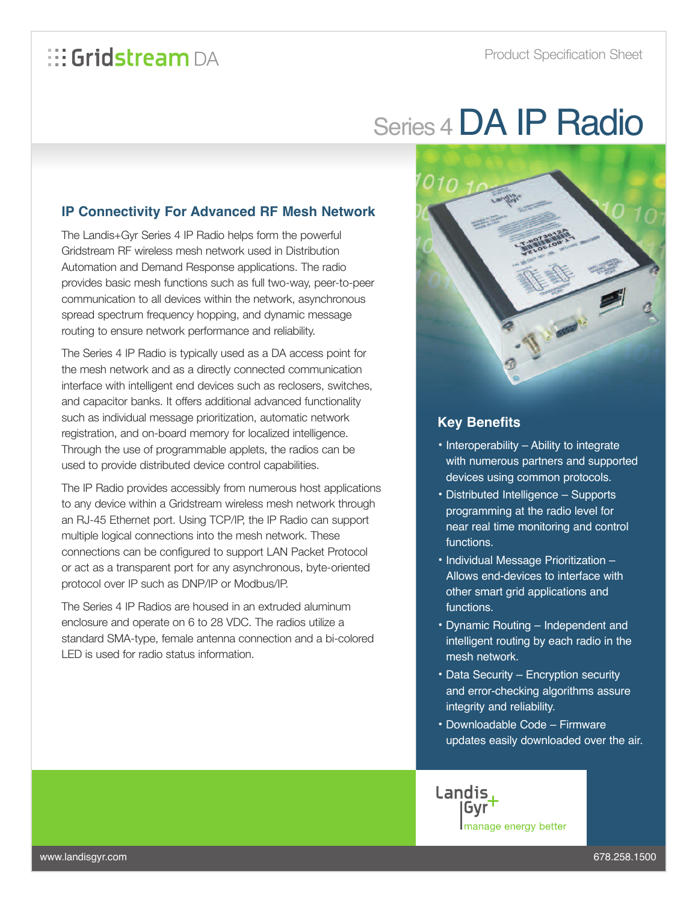Gridstream DA

Product Specification Sheet

# Series 4 DA IP Radio

## IP Connectivity For Advanced RF Mesh Network

The Landis+Gyr Series 4 IP Radio helps form the powerful Gridstream RF wireless mesh network used in Distribution Automation and Demand Response applications. The radio provides basic mesh functions such as full two-way, peer-to-peer communication to all devices within the network, asynchronous spread spectrum frequency hopping, and dynamic message routing to ensure network performance and reliability.

The Series 4 IP Radio is typically used as a DA access point for the mesh network and as a directly connected communication interface with intelligent end devices such as reclosers, switches, and capacitor banks. It offers additional advanced functionality such as individual message prioritization, automatic network registration, and on-board memory for localized intelligence. Through the use of programmable applets, the radios can be used to provide distributed device control capabilities.

The IP Radio provides accessibly from numerous host applications to any device within a Gridstream wireless mesh network through an RJ-45 Ethernet port. Using TCP/IP, the IP Radio can support multiple logical connections into the mesh network. These connections can be configured to support LAN Packet Protocol or act as a transparent port for any asynchronous, byte-oriented protocol over IP such as DNP/IP or Modbus/IP.

The Series 4 IP Radios are housed in an extruded aluminum enclosure and operate on 6 to 28 VDC. The radios utilize a standard SMA-type, female antenna connection and a bi-colored LED is used for radio status information.

## Key Benefits

- Interoperability – Ability to integrate with numerous partners and supported devices using common protocols.
- Distributed Intelligence – Supports programming at the radio level for near real time monitoring and control functions.
- Individual Message Prioritization – Allows end-devices to interface with other smart grid applications and functions.
- Dynamic Routing – Independent and intelligent routing by each radio in the mesh network.
- Data Security – Encryption security and error-checking algorithms assure integrity and reliability.
- Downloadable Code – Firmware updates easily downloaded over the air.

Landis+Gyr
manage energy better

www.landisgyr.com

678.258.1500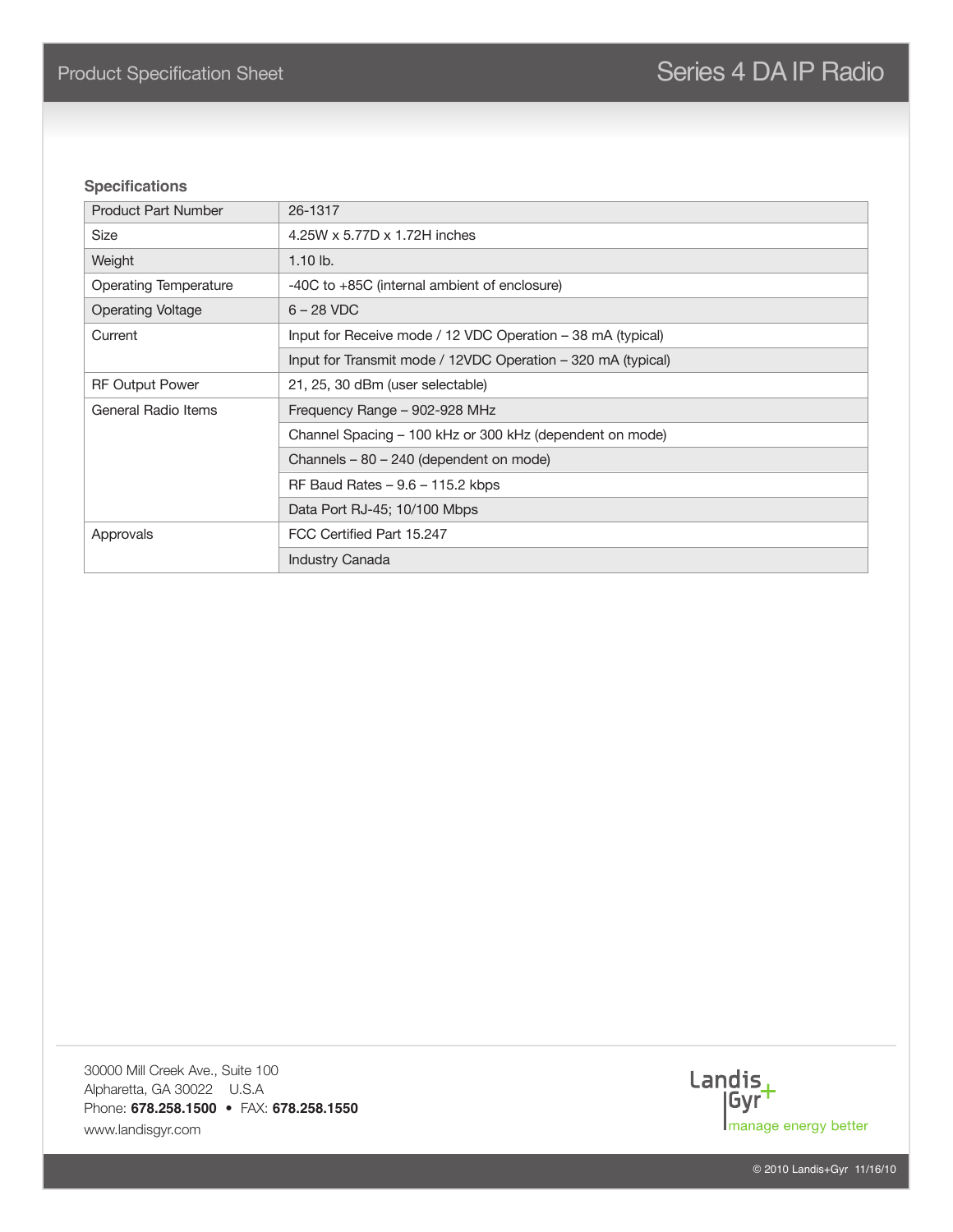### Specifications

| | |
|---|---|
| Product Part Number | 26-1317 |
| Size | 4.25W x 5.77D x 1.72H inches |
| Weight | 1.10 lb. |
| Operating Temperature | -40C to +85C (internal ambient of enclosure) |
| Operating Voltage | 6 – 28 VDC |
| Current | Input for Receive mode / 12 VDC Operation – 38 mA (typical) |
| | Input for Transmit mode / 12VDC Operation – 320 mA (typical) |
| RF Output Power | 21, 25, 30 dBm (user selectable) |
| General Radio Items | Frequency Range – 902-928 MHz |
| | Channel Spacing – 100 kHz or 300 kHz (dependent on mode) |
| | Channels – 80 – 240 (dependent on mode) |
| | RF Baud Rates – 9.6 – 115.2 kbps |
| | Data Port RJ-45; 10/100 Mbps |
| Approvals | FCC Certified Part 15.247 |
| | Industry Canada |

30000 Mill Creek Ave., Suite 100
Alpharetta, GA 30022 U.S.A
Phone: **678.258.1500** • FAX: **678.258.1550**
www.landisgyr.com

Landis+Gyr
manage energy better

© 2010 Landis+Gyr 11/16/10